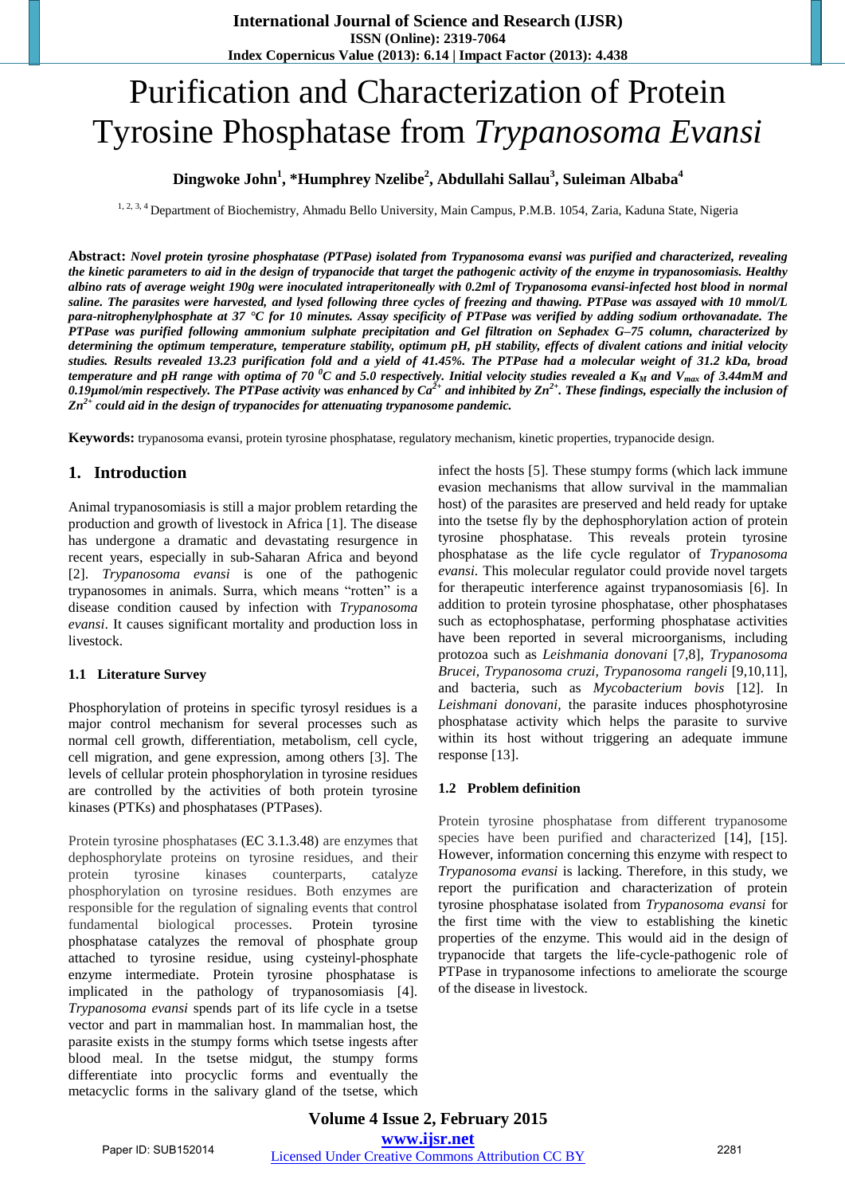# Purification and Characterization of Protein Tyrosine Phosphatase from *Trypanosoma Evansi*

**Dingwoke John[1], *Humphrey Nzelibe[2], Abdullahi Sallau[3], Suleiman Albaba[4]**

[1, 2, 3, 4] Department of Biochemistry, Ahmadu Bello University, Main Campus, P.M.B. 1054, Zaria, Kaduna State, Nigeria

**Abstract:** ***Novel protein tyrosine phosphatase (PTPase) isolated from Trypanosoma evansi was purified and characterized, revealing the kinetic parameters to aid in the design of trypanocide that target the pathogenic activity of the enzyme in trypanosomiasis. Healthy albino rats of average weight 190g were inoculated intraperitoneally with 0.2ml of Trypanosoma evansi-infected host blood in normal saline. The parasites were harvested, and lysed following three cycles of freezing and thawing. PTPase was assayed with 10 mmol/L para-nitrophenylphosphate at 37 °C for 10 minutes. Assay specificity of PTPase was verified by adding sodium orthovanadate. The PTPase was purified following ammonium sulphate precipitation and Gel filtration on Sephadex G–75 column, characterized by determining the optimum temperature, temperature stability, optimum pH, pH stability, effects of divalent cations and initial velocity studies. Results revealed 13.23 purification fold and a yield of 41.45%. The PTPase had a molecular weight of 31.2 kDa, broad temperature and pH range with optima of 70 $^0$C and 5.0 respectively. Initial velocity studies revealed a $K_M$ and $V_{max}$ of 3.44mM and 0.19µmol/min respectively. The PTPase activity was enhanced by $Ca^{2+}$ and inhibited by $Zn^{2+}$. These findings, especially the inclusion of $Zn^{2+}$ could aid in the design of trypanocides for attenuating trypanosome pandemic.***

**Keywords:** trypanosoma evansi, protein tyrosine phosphatase, regulatory mechanism, kinetic properties, trypanocide design.

## 1. Introduction

Animal trypanosomiasis is still a major problem retarding the production and growth of livestock in Africa [1]. The disease has undergone a dramatic and devastating resurgence in recent years, especially in sub-Saharan Africa and beyond [2]. *Trypanosoma evansi* is one of the pathogenic trypanosomes in animals. Surra, which means "rotten" is a disease condition caused by infection with *Trypanosoma evansi*. It causes significant mortality and production loss in livestock.

### 1.1 Literature Survey

Phosphorylation of proteins in specific tyrosyl residues is a major control mechanism for several processes such as normal cell growth, differentiation, metabolism, cell cycle, cell migration, and gene expression, among others [3]. The levels of cellular protein phosphorylation in tyrosine residues are controlled by the activities of both protein tyrosine kinases (PTKs) and phosphatases (PTPases).

Protein tyrosine phosphatases (EC 3.1.3.48) are enzymes that dephosphorylate proteins on tyrosine residues, and their protein tyrosine kinases counterparts, catalyze phosphorylation on tyrosine residues. Both enzymes are responsible for the regulation of signaling events that control fundamental biological processes. Protein tyrosine phosphatase catalyzes the removal of phosphate group attached to tyrosine residue, using cysteinyl-phosphate enzyme intermediate. Protein tyrosine phosphatase is implicated in the pathology of trypanosomiasis [4]. *Trypanosoma evansi* spends part of its life cycle in a tsetse vector and part in mammalian host. In mammalian host, the parasite exists in the stumpy forms which tsetse ingests after blood meal. In the tsetse midgut, the stumpy forms differentiate into procyclic forms and eventually the metacyclic forms in the salivary gland of the tsetse, which infect the hosts [5]. These stumpy forms (which lack immune evasion mechanisms that allow survival in the mammalian host) of the parasites are preserved and held ready for uptake into the tsetse fly by the dephosphorylation action of protein tyrosine phosphatase. This reveals protein tyrosine phosphatase as the life cycle regulator of *Trypanosoma evansi*. This molecular regulator could provide novel targets for therapeutic interference against trypanosomiasis [6]. In addition to protein tyrosine phosphatase, other phosphatases such as ectophosphatase, performing phosphatase activities have been reported in several microorganisms, including protozoa such as *Leishmania donovani* [7,8], *Trypanosoma Brucei, Trypanosoma cruzi, Trypanosoma rangeli* [9,10,11], and bacteria, such as *Mycobacterium bovis* [12]. In *Leishmani donovani,* the parasite induces phosphotyrosine phosphatase activity which helps the parasite to survive within its host without triggering an adequate immune response [13].

### 1.2 Problem definition

Protein tyrosine phosphatase from different trypanosome species have been purified and characterized [14], [15]. However, information concerning this enzyme with respect to *Trypanosoma evansi* is lacking. Therefore, in this study, we report the purification and characterization of protein tyrosine phosphatase isolated from *Trypanosoma evansi* for the first time with the view to establishing the kinetic properties of the enzyme. This would aid in the design of trypanocide that targets the life-cycle-pathogenic role of PTPase in trypanosome infections to ameliorate the scourge of the disease in livestock.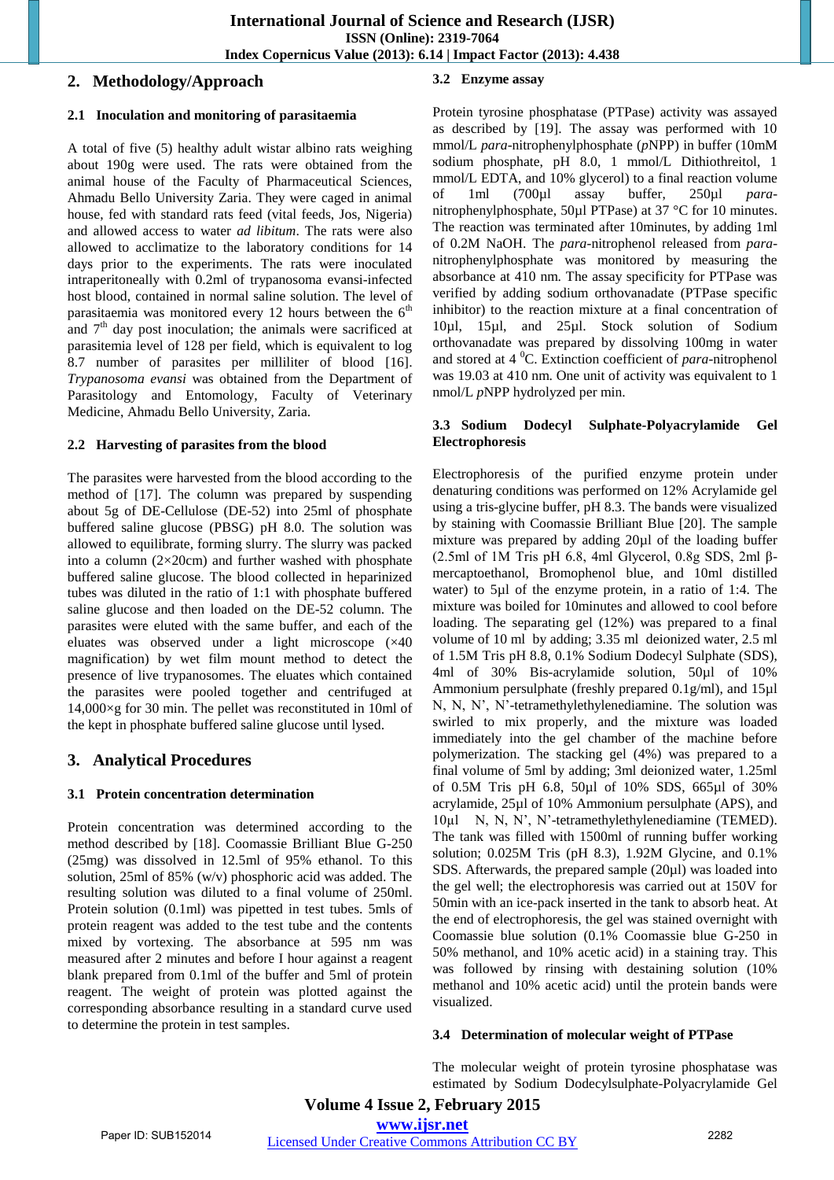## 2. Methodology/Approach

### 2.1 Inoculation and monitoring of parasitaemia

A total of five (5) healthy adult wistar albino rats weighing about 190g were used. The rats were obtained from the animal house of the Faculty of Pharmaceutical Sciences, Ahmadu Bello University Zaria. They were caged in animal house, fed with standard rats feed (vital feeds, Jos, Nigeria) and allowed access to water *ad libitum*. The rats were also allowed to acclimatize to the laboratory conditions for 14 days prior to the experiments. The rats were inoculated intraperitoneally with 0.2ml of trypanosoma evansi-infected host blood, contained in normal saline solution. The level of parasitaemia was monitored every 12 hours between the 6$^{th}$ and 7$^{th}$ day post inoculation; the animals were sacrificed at parasitemia level of 128 per field, which is equivalent to log 8.7 number of parasites per milliliter of blood [16]. *Trypanosoma evansi* was obtained from the Department of Parasitology and Entomology, Faculty of Veterinary Medicine, Ahmadu Bello University, Zaria.

### 2.2 Harvesting of parasites from the blood

The parasites were harvested from the blood according to the method of [17]. The column was prepared by suspending about 5g of DE-Cellulose (DE-52) into 25ml of phosphate buffered saline glucose (PBSG) pH 8.0. The solution was allowed to equilibrate, forming slurry. The slurry was packed into a column (2×20cm) and further washed with phosphate buffered saline glucose. The blood collected in heparinized tubes was diluted in the ratio of 1:1 with phosphate buffered saline glucose and then loaded on the DE-52 column. The parasites were eluted with the same buffer, and each of the eluates was observed under a light microscope (×40 magnification) by wet film mount method to detect the presence of live trypanosomes. The eluates which contained the parasites were pooled together and centrifuged at 14,000×g for 30 min. The pellet was reconstituted in 10ml of the kept in phosphate buffered saline glucose until lysed.

## 3. Analytical Procedures

### 3.1 Protein concentration determination

Protein concentration was determined according to the method described by [18]. Coomassie Brilliant Blue G-250 (25mg) was dissolved in 12.5ml of 95% ethanol. To this solution, 25ml of 85% (w/v) phosphoric acid was added. The resulting solution was diluted to a final volume of 250ml. Protein solution (0.1ml) was pipetted in test tubes. 5mls of protein reagent was added to the test tube and the contents mixed by vortexing. The absorbance at 595 nm was measured after 2 minutes and before I hour against a reagent blank prepared from 0.1ml of the buffer and 5ml of protein reagent. The weight of protein was plotted against the corresponding absorbance resulting in a standard curve used to determine the protein in test samples.

### 3.2 Enzyme assay

Protein tyrosine phosphatase (PTPase) activity was assayed as described by [19]. The assay was performed with 10 mmol/L *para*-nitrophenylphosphate (*p*NPP) in buffer (10mM sodium phosphate, pH 8.0, 1 mmol/L Dithiothreitol, 1 mmol/L EDTA, and 10% glycerol) to a final reaction volume of 1ml (700µl assay buffer, 250µl *para*-nitrophenylphosphate, 50µl PTPase) at 37 °C for 10 minutes. The reaction was terminated after 10minutes, by adding 1ml of 0.2M NaOH. The *para*-nitrophenol released from *para*-nitrophenylphosphate was monitored by measuring the absorbance at 410 nm. The assay specificity for PTPase was verified by adding sodium orthovanadate (PTPase specific inhibitor) to the reaction mixture at a final concentration of 10µl, 15µl, and 25µl. Stock solution of Sodium orthovanadate was prepared by dissolving 100mg in water and stored at 4 $^0$C. Extinction coefficient of *para*-nitrophenol was 19.03 at 410 nm. One unit of activity was equivalent to 1 nmol/L *p*NPP hydrolyzed per min.

### 3.3 Sodium Dodecyl Sulphate-Polyacrylamide Gel Electrophoresis

Electrophoresis of the purified enzyme protein under denaturing conditions was performed on 12% Acrylamide gel using a tris-glycine buffer, pH 8.3. The bands were visualized by staining with Coomassie Brilliant Blue [20]. The sample mixture was prepared by adding 20µl of the loading buffer (2.5ml of 1M Tris pH 6.8, 4ml Glycerol, 0.8g SDS, 2ml β-mercaptoethanol, Bromophenol blue, and 10ml distilled water) to 5µl of the enzyme protein, in a ratio of 1:4. The mixture was boiled for 10minutes and allowed to cool before loading. The separating gel (12%) was prepared to a final volume of 10 ml by adding; 3.35 ml deionized water, 2.5 ml of 1.5M Tris pH 8.8, 0.1% Sodium Dodecyl Sulphate (SDS), 4ml of 30% Bis-acrylamide solution, 50µl of 10% Ammonium persulphate (freshly prepared 0.1g/ml), and 15µl N, N, N', N'-tetramethylethylenediamine. The solution was swirled to mix properly, and the mixture was loaded immediately into the gel chamber of the machine before polymerization. The stacking gel (4%) was prepared to a final volume of 5ml by adding; 3ml deionized water, 1.25ml of 0.5M Tris pH 6.8, 50µl of 10% SDS, 665µl of 30% acrylamide, 25µl of 10% Ammonium persulphate (APS), and 10µl N, N, N', N'-tetramethylethylenediamine (TEMED). The tank was filled with 1500ml of running buffer working solution; 0.025M Tris (pH 8.3), 1.92M Glycine, and 0.1% SDS. Afterwards, the prepared sample (20µl) was loaded into the gel well; the electrophoresis was carried out at 150V for 50min with an ice-pack inserted in the tank to absorb heat. At the end of electrophoresis, the gel was stained overnight with Coomassie blue solution (0.1% Coomassie blue G-250 in 50% methanol, and 10% acetic acid) in a staining tray. This was followed by rinsing with destaining solution (10% methanol and 10% acetic acid) until the protein bands were visualized.

### 3.4 Determination of molecular weight of PTPase

The molecular weight of protein tyrosine phosphatase was estimated by Sodium Dodecylsulphate-Polyacrylamide Gel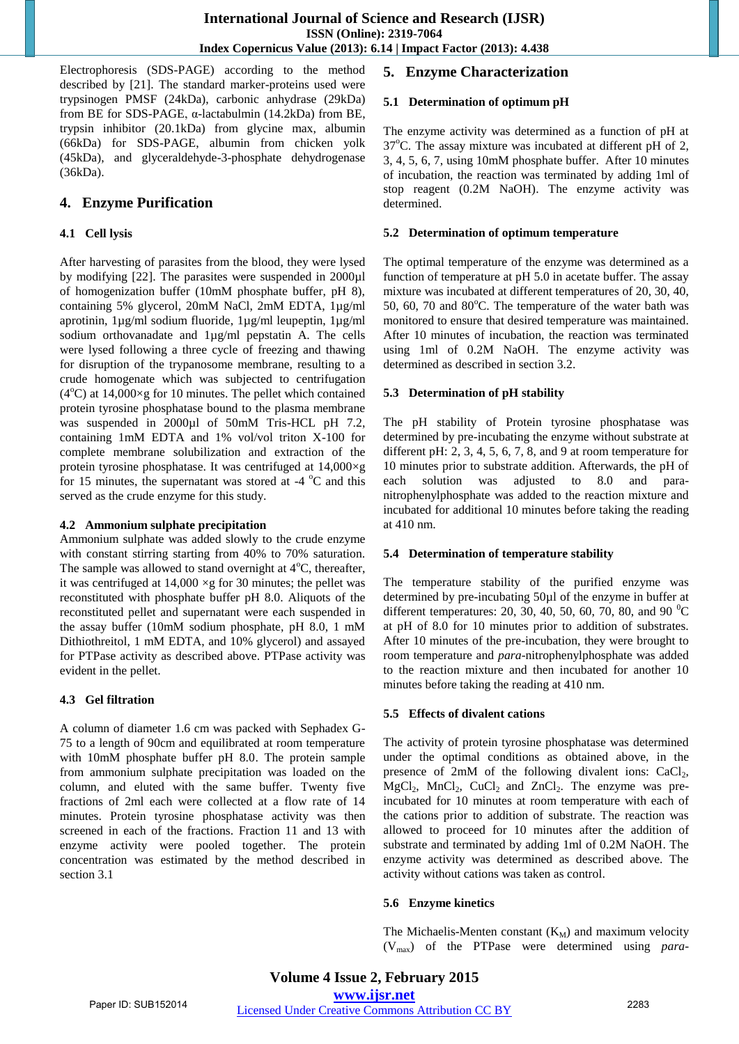Electrophoresis (SDS-PAGE) according to the method described by [21]. The standard marker-proteins used were trypsinogen PMSF (24kDa), carbonic anhydrase (29kDa) from BE for SDS-PAGE, α-lactabulmin (14.2kDa) from BE, trypsin inhibitor (20.1kDa) from glycine max, albumin (66kDa) for SDS-PAGE, albumin from chicken yolk (45kDa), and glyceraldehyde-3-phosphate dehydrogenase (36kDa).

## 4. Enzyme Purification

### 4.1 Cell lysis

After harvesting of parasites from the blood, they were lysed by modifying [22]. The parasites were suspended in 2000µl of homogenization buffer (10mM phosphate buffer, pH 8), containing 5% glycerol, 20mM NaCl, 2mM EDTA, 1µg/ml aprotinin, 1µg/ml sodium fluoride, 1µg/ml leupeptin, 1µg/ml sodium orthovanadate and 1µg/ml pepstatin A. The cells were lysed following a three cycle of freezing and thawing for disruption of the trypanosome membrane, resulting to a crude homogenate which was subjected to centrifugation (4°C) at 14,000×g for 10 minutes. The pellet which contained protein tyrosine phosphatase bound to the plasma membrane was suspended in 2000µl of 50mM Tris-HCL pH 7.2, containing 1mM EDTA and 1% vol/vol triton X-100 for complete membrane solubilization and extraction of the protein tyrosine phosphatase. It was centrifuged at 14,000×g for 15 minutes, the supernatant was stored at -4 °C and this served as the crude enzyme for this study.

### 4.2 Ammonium sulphate precipitation

Ammonium sulphate was added slowly to the crude enzyme with constant stirring starting from 40% to 70% saturation. The sample was allowed to stand overnight at 4°C, thereafter, it was centrifuged at 14,000 ×g for 30 minutes; the pellet was reconstituted with phosphate buffer pH 8.0. Aliquots of the reconstituted pellet and supernatant were each suspended in the assay buffer (10mM sodium phosphate, pH 8.0, 1 mM Dithiothreitol, 1 mM EDTA, and 10% glycerol) and assayed for PTPase activity as described above. PTPase activity was evident in the pellet.

### 4.3 Gel filtration

A column of diameter 1.6 cm was packed with Sephadex G-75 to a length of 90cm and equilibrated at room temperature with 10mM phosphate buffer pH 8.0. The protein sample from ammonium sulphate precipitation was loaded on the column, and eluted with the same buffer. Twenty five fractions of 2ml each were collected at a flow rate of 14 minutes. Protein tyrosine phosphatase activity was then screened in each of the fractions. Fraction 11 and 13 with enzyme activity were pooled together. The protein concentration was estimated by the method described in section 3.1

## 5. Enzyme Characterization

### 5.1 Determination of optimum pH

The enzyme activity was determined as a function of pH at 37°C. The assay mixture was incubated at different pH of 2, 3, 4, 5, 6, 7, using 10mM phosphate buffer. After 10 minutes of incubation, the reaction was terminated by adding 1ml of stop reagent (0.2M NaOH). The enzyme activity was determined.

### 5.2 Determination of optimum temperature

The optimal temperature of the enzyme was determined as a function of temperature at pH 5.0 in acetate buffer. The assay mixture was incubated at different temperatures of 20, 30, 40, 50, 60, 70 and 80°C. The temperature of the water bath was monitored to ensure that desired temperature was maintained. After 10 minutes of incubation, the reaction was terminated using 1ml of 0.2M NaOH. The enzyme activity was determined as described in section 3.2.

### 5.3 Determination of pH stability

The pH stability of Protein tyrosine phosphatase was determined by pre-incubating the enzyme without substrate at different pH: 2, 3, 4, 5, 6, 7, 8, and 9 at room temperature for 10 minutes prior to substrate addition. Afterwards, the pH of each solution was adjusted to 8.0 and para-nitrophenylphosphate was added to the reaction mixture and incubated for additional 10 minutes before taking the reading at 410 nm.

### 5.4 Determination of temperature stability

The temperature stability of the purified enzyme was determined by pre-incubating 50µl of the enzyme in buffer at different temperatures: 20, 30, 40, 50, 60, 70, 80, and 90 °C at pH of 8.0 for 10 minutes prior to addition of substrates. After 10 minutes of the pre-incubation, they were brought to room temperature and *para*-nitrophenylphosphate was added to the reaction mixture and then incubated for another 10 minutes before taking the reading at 410 nm.

### 5.5 Effects of divalent cations

The activity of protein tyrosine phosphatase was determined under the optimal conditions as obtained above, in the presence of 2mM of the following divalent ions: $CaCl_2$, $MgCl_2$, $MnCl_2$, $CuCl_2$ and $ZnCl_2$. The enzyme was pre-incubated for 10 minutes at room temperature with each of the cations prior to addition of substrate. The reaction was allowed to proceed for 10 minutes after the addition of substrate and terminated by adding 1ml of 0.2M NaOH. The enzyme activity was determined as described above. The activity without cations was taken as control.

### 5.6 Enzyme kinetics

The Michaelis-Menten constant ($K_M$) and maximum velocity ($V_{max}$) of the PTPase were determined using *para*-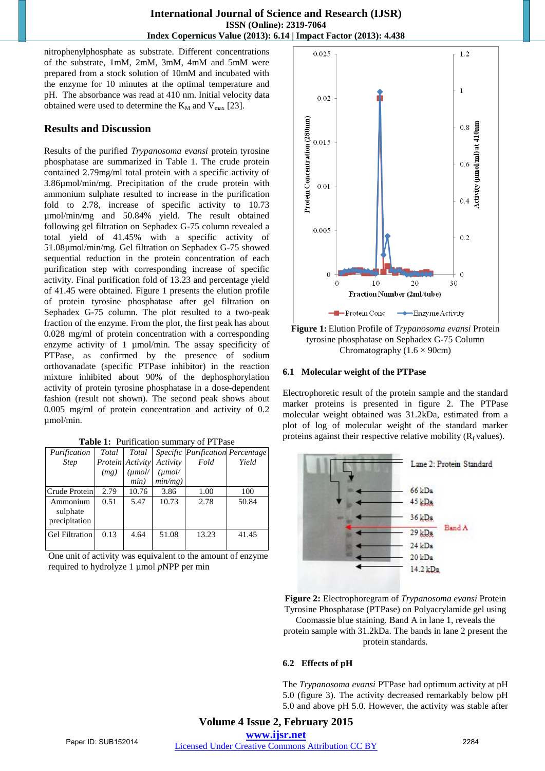nitrophenylphosphate as substrate. Different concentrations of the substrate, 1mM, 2mM, 3mM, 4mM and 5mM were prepared from a stock solution of 10mM and incubated with the enzyme for 10 minutes at the optimal temperature and pH. The absorbance was read at 410 nm. Initial velocity data obtained were used to determine the $K_M$ and $V_{max}$ [23].

## Results and Discussion

Results of the purified *Trypanosoma evansi* protein tyrosine phosphatase are summarized in Table 1. The crude protein contained 2.79mg/ml total protein with a specific activity of 3.86µmol/min/mg. Precipitation of the crude protein with ammonium sulphate resulted to increase in the purification fold to 2.78, increase of specific activity to 10.73 µmol/min/mg and 50.84% yield. The result obtained following gel filtration on Sephadex G-75 column revealed a total yield of 41.45% with a specific activity of 51.08µmol/min/mg. Gel filtration on Sephadex G-75 showed sequential reduction in the protein concentration of each purification step with corresponding increase of specific activity. Final purification fold of 13.23 and percentage yield of 41.45 were obtained. Figure 1 presents the elution profile of protein tyrosine phosphatase after gel filtration on Sephadex G-75 column. The plot resulted to a two-peak fraction of the enzyme. From the plot, the first peak has about 0.028 mg/ml of protein concentration with a corresponding enzyme activity of 1 µmol/min. The assay specificity of PTPase, as confirmed by the presence of sodium orthovanadate (specific PTPase inhibitor) in the reaction mixture inhibited about 90% of the dephosphorylation activity of protein tyrosine phosphatase in a dose-dependent fashion (result not shown). The second peak shows about 0.005 mg/ml of protein concentration and activity of 0.2 µmol/min.

**Table 1:** Purification summary of PTPase

| *Purification Step* | *Total Protein (mg)* | *Total Activity (µmol/ min)* | *Specific Activity (µmol/ min/mg)* | *Purification Fold* | *Percentage Yield* |
|---|---|---|---|---|---|
| Crude Protein | 2.79 | 10.76 | 3.86 | 1.00 | 100 |
| Ammonium sulphate precipitation | 0.51 | 5.47 | 10.73 | 2.78 | 50.84 |
| Gel Filtration | 0.13 | 4.64 | 51.08 | 13.23 | 41.45 |

One unit of activity was equivalent to the amount of enzyme required to hydrolyze 1 µmol *p*NPP per min

**Figure 1:** Elution Profile of *Trypanosoma evansi* Protein tyrosine phosphatase on Sephadex G-75 Column Chromatography (1.6 × 90cm)

### 6.1 Molecular weight of the PTPase

Electrophoretic result of the protein sample and the standard marker proteins is presented in figure 2. The PTPase molecular weight obtained was 31.2kDa, estimated from a plot of log of molecular weight of the standard marker proteins against their respective relative mobility ($R_f$ values).

**Figure 2:** Electrophoregram of *Trypanosoma evansi* Protein Tyrosine Phosphatase (PTPase) on Polyacrylamide gel using Coomassie blue staining. Band A in lane 1, reveals the protein sample with 31.2kDa. The bands in lane 2 present the protein standards.

### 6.2 Effects of pH

The *Trypanosoma evansi* PTPase had optimum activity at pH 5.0 (figure 3). The activity decreased remarkably below pH 5.0 and above pH 5.0. However, the activity was stable after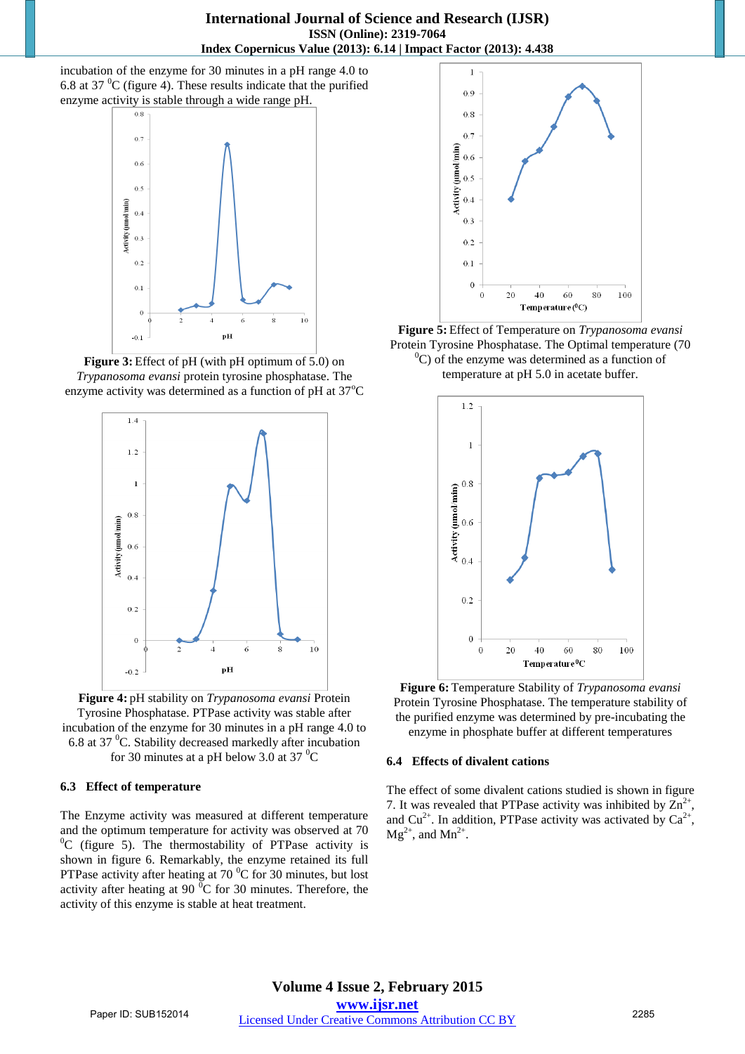incubation of the enzyme for 30 minutes in a pH range 4.0 to 6.8 at 37 $^{0}$C (figure 4). These results indicate that the purified enzyme activity is stable through a wide range pH.

**Figure 3:** Effect of pH (with pH optimum of 5.0) on *Trypanosoma evansi* protein tyrosine phosphatase. The enzyme activity was determined as a function of pH at 37$^{o}$C

**Figure 4:** pH stability on *Trypanosoma evansi* Protein Tyrosine Phosphatase. PTPase activity was stable after incubation of the enzyme for 30 minutes in a pH range 4.0 to 6.8 at 37 $^{0}$C. Stability decreased markedly after incubation for 30 minutes at a pH below 3.0 at 37 $^{0}$C

### 6.3 Effect of temperature

The Enzyme activity was measured at different temperature and the optimum temperature for activity was observed at 70 $^{0}$C (figure 5). The thermostability of PTPase activity is shown in figure 6. Remarkably, the enzyme retained its full PTPase activity after heating at 70 $^{0}$C for 30 minutes, but lost activity after heating at 90 $^{0}$C for 30 minutes. Therefore, the activity of this enzyme is stable at heat treatment.

**Figure 5:** Effect of Temperature on *Trypanosoma evansi* Protein Tyrosine Phosphatase. The Optimal temperature (70 $^{0}$C) of the enzyme was determined as a function of temperature at pH 5.0 in acetate buffer.

**Figure 6:** Temperature Stability of *Trypanosoma evansi* Protein Tyrosine Phosphatase. The temperature stability of the purified enzyme was determined by pre-incubating the enzyme in phosphate buffer at different temperatures

### 6.4 Effects of divalent cations

The effect of some divalent cations studied is shown in figure 7. It was revealed that PTPase activity was inhibited by $Zn^{2+}$, and $Cu^{2+}$. In addition, PTPase activity was activated by $Ca^{2+}$, $Mg^{2+}$, and $Mn^{2+}$.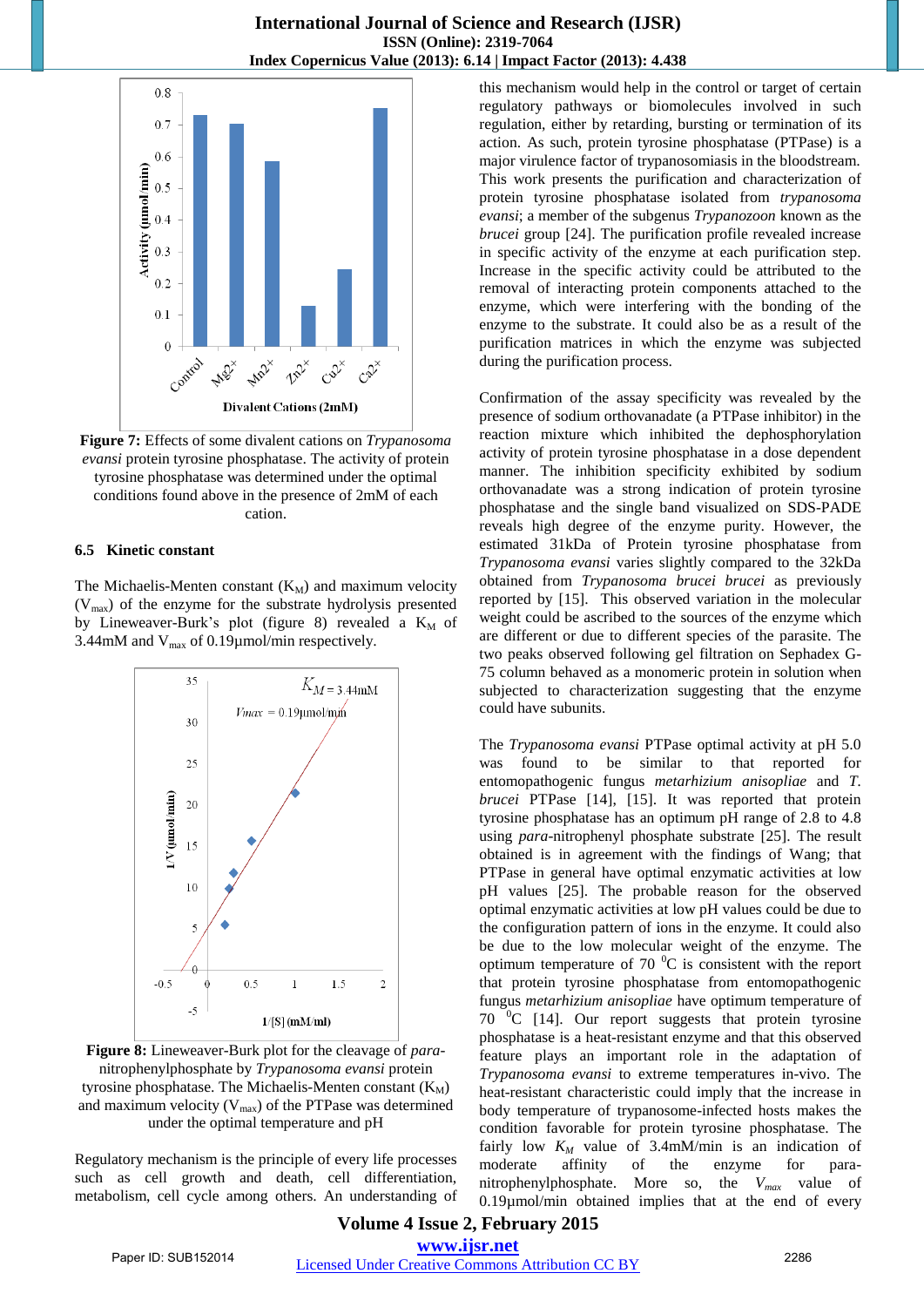**Figure 7:** Effects of some divalent cations on *Trypanosoma evansi* protein tyrosine phosphatase. The activity of protein tyrosine phosphatase was determined under the optimal conditions found above in the presence of 2mM of each cation.

### 6.5 Kinetic constant

The Michaelis-Menten constant ($K_M$) and maximum velocity ($V_{max}$) of the enzyme for the substrate hydrolysis presented by Lineweaver-Burk's plot (figure 8) revealed a $K_M$ of 3.44mM and $V_{max}$ of 0.19µmol/min respectively.

**Figure 8:** Lineweaver-Burk plot for the cleavage of *para*-nitrophenylphosphate by *Trypanosoma evansi* protein tyrosine phosphatase. The Michaelis-Menten constant ($K_M$) and maximum velocity ($V_{max}$) of the PTPase was determined under the optimal temperature and pH

Regulatory mechanism is the principle of every life processes such as cell growth and death, cell differentiation, metabolism, cell cycle among others. An understanding of this mechanism would help in the control or target of certain regulatory pathways or biomolecules involved in such regulation, either by retarding, bursting or termination of its action. As such, protein tyrosine phosphatase (PTPase) is a major virulence factor of trypanosomiasis in the bloodstream. This work presents the purification and characterization of protein tyrosine phosphatase isolated from *trypanosoma evansi*; a member of the subgenus *Trypanozoon* known as the *brucei* group [24]. The purification profile revealed increase in specific activity of the enzyme at each purification step. Increase in the specific activity could be attributed to the removal of interacting protein components attached to the enzyme, which were interfering with the bonding of the enzyme to the substrate. It could also be as a result of the purification matrices in which the enzyme was subjected during the purification process.

Confirmation of the assay specificity was revealed by the presence of sodium orthovanadate (a PTPase inhibitor) in the reaction mixture which inhibited the dephosphorylation activity of protein tyrosine phosphatase in a dose dependent manner. The inhibition specificity exhibited by sodium orthovanadate was a strong indication of protein tyrosine phosphatase and the single band visualized on SDS-PADE reveals high degree of the enzyme purity. However, the estimated 31kDa of Protein tyrosine phosphatase from *Trypanosoma evansi* varies slightly compared to the 32kDa obtained from *Trypanosoma brucei brucei* as previously reported by [15]. This observed variation in the molecular weight could be ascribed to the sources of the enzyme which are different or due to different species of the parasite. The two peaks observed following gel filtration on Sephadex G-75 column behaved as a monomeric protein in solution when subjected to characterization suggesting that the enzyme could have subunits.

The *Trypanosoma evansi* PTPase optimal activity at pH 5.0 was found to be similar to that reported for entomopathogenic fungus *metarhizium anisopliae* and *T. brucei* PTPase [14], [15]. It was reported that protein tyrosine phosphatase has an optimum pH range of 2.8 to 4.8 using *para*-nitrophenyl phosphate substrate [25]. The result obtained is in agreement with the findings of Wang; that PTPase in general have optimal enzymatic activities at low pH values [25]. The probable reason for the observed optimal enzymatic activities at low pH values could be due to the configuration pattern of ions in the enzyme. It could also be due to the low molecular weight of the enzyme. The optimum temperature of 70 $^0$C is consistent with the report that protein tyrosine phosphatase from entomopathogenic fungus *metarhizium anisopliae* have optimum temperature of 70 $^0$C [14]. Our report suggests that protein tyrosine phosphatase is a heat-resistant enzyme and that this observed feature plays an important role in the adaptation of *Trypanosoma evansi* to extreme temperatures in-vivo. The heat-resistant characteristic could imply that the increase in body temperature of trypanosome-infected hosts makes the condition favorable for protein tyrosine phosphatase. The fairly low $K_M$ value of 3.4mM/min is an indication of moderate affinity of the enzyme for para-nitrophenylphosphate. More so, the $V_{max}$ value of 0.19µmol/min obtained implies that at the end of every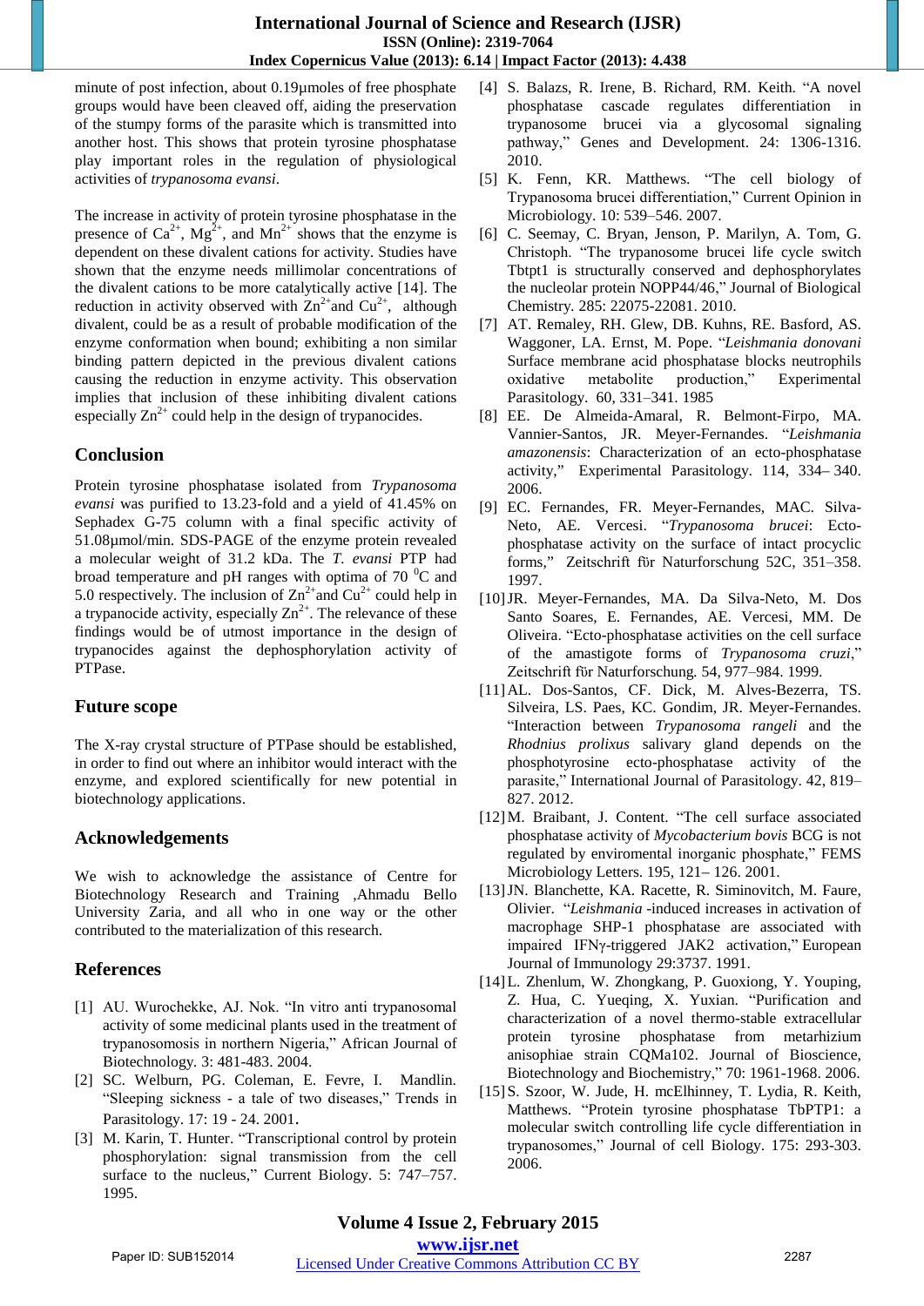minute of post infection, about 0.19µmoles of free phosphate groups would have been cleaved off, aiding the preservation of the stumpy forms of the parasite which is transmitted into another host. This shows that protein tyrosine phosphatase play important roles in the regulation of physiological activities of *trypanosoma evansi*.

The increase in activity of protein tyrosine phosphatase in the presence of $Ca^{2+}$, $Mg^{2+}$, and $Mn^{2+}$ shows that the enzyme is dependent on these divalent cations for activity. Studies have shown that the enzyme needs millimolar concentrations of the divalent cations to be more catalytically active [14]. The reduction in activity observed with $Zn^{2+}$and $Cu^{2+}$, although divalent, could be as a result of probable modification of the enzyme conformation when bound; exhibiting a non similar binding pattern depicted in the previous divalent cations causing the reduction in enzyme activity. This observation implies that inclusion of these inhibiting divalent cations especially $Zn^{2+}$ could help in the design of trypanocides.

## Conclusion

Protein tyrosine phosphatase isolated from *Trypanosoma evansi* was purified to 13.23-fold and a yield of 41.45% on Sephadex G-75 column with a final specific activity of 51.08µmol/min. SDS-PAGE of the enzyme protein revealed a molecular weight of 31.2 kDa. The *T. evansi* PTP had broad temperature and pH ranges with optima of 70 $^0$C and 5.0 respectively. The inclusion of $Zn^{2+}$and $Cu^{2+}$ could help in a trypanocide activity, especially $Zn^{2+}$. The relevance of these findings would be of utmost importance in the design of trypanocides against the dephosphorylation activity of PTPase.

## Future scope

The X-ray crystal structure of PTPase should be established, in order to find out where an inhibitor would interact with the enzyme, and explored scientifically for new potential in biotechnology applications.

## Acknowledgements

We wish to acknowledge the assistance of Centre for Biotechnology Research and Training ,Ahmadu Bello University Zaria, and all who in one way or the other contributed to the materialization of this research.

## References

[1] AU. Wurochekke, AJ. Nok. "In vitro anti trypanosomal activity of some medicinal plants used in the treatment of trypanosomosis in northern Nigeria," African Journal of Biotechnology. 3: 481-483. 2004.

[2] SC. Welburn, PG. Coleman, E. Fevre, I. Mandlin. "Sleeping sickness - a tale of two diseases," Trends in Parasitology. 17: 19 - 24. 2001.

[3] M. Karin, T. Hunter. "Transcriptional control by protein phosphorylation: signal transmission from the cell surface to the nucleus," Current Biology. 5: 747–757. 1995.

[4] S. Balazs, R. Irene, B. Richard, RM. Keith. "A novel phosphatase cascade regulates differentiation in trypanosome brucei via a glycosomal signaling pathway," Genes and Development. 24: 1306-1316. 2010.

[5] K. Fenn, KR. Matthews. "The cell biology of Trypanosoma brucei differentiation," Current Opinion in Microbiology. 10: 539–546. 2007.

[6] C. Seemay, C. Bryan, Jenson, P. Marilyn, A. Tom, G. Christoph. "The trypanosome brucei life cycle switch Tbtpt1 is structurally conserved and dephosphorylates the nucleolar protein NOPP44/46," Journal of Biological Chemistry. 285: 22075-22081. 2010.

[7] AT. Remaley, RH. Glew, DB. Kuhns, RE. Basford, AS. Waggoner, LA. Ernst, M. Pope. "*Leishmania donovani* Surface membrane acid phosphatase blocks neutrophils oxidative metabolite production," Experimental Parasitology. 60, 331–341. 1985

[8] EE. De Almeida-Amaral, R. Belmont-Firpo, MA. Vannier-Santos, JR. Meyer-Fernandes. "*Leishmania amazonensis*: Characterization of an ecto-phosphatase activity," Experimental Parasitology. 114, 334– 340. 2006.

[9] EC. Fernandes, FR. Meyer-Fernandes, MAC. Silva-Neto, AE. Vercesi. "*Trypanosoma brucei*: Ecto-phosphatase activity on the surface of intact procyclic forms," Zeitschrift för Naturforschung 52C, 351–358. 1997.

[10] JR. Meyer-Fernandes, MA. Da Silva-Neto, M. Dos Santo Soares, E. Fernandes, AE. Vercesi, MM. De Oliveira. "Ecto-phosphatase activities on the cell surface of the amastigote forms of *Trypanosoma cruzi*," Zeitschrift för Naturforschung. 54, 977–984. 1999.

[11] AL. Dos-Santos, CF. Dick, M. Alves-Bezerra, TS. Silveira, LS. Paes, KC. Gondim, JR. Meyer-Fernandes. "Interaction between *Trypanosoma rangeli* and the *Rhodnius prolixus* salivary gland depends on the phosphotyrosine ecto-phosphatase activity of the parasite," International Journal of Parasitology. 42, 819–827. 2012.

[12] M. Braibant, J. Content. "The cell surface associated phosphatase activity of *Mycobacterium bovis* BCG is not regulated by enviromental inorganic phosphate," FEMS Microbiology Letters. 195, 121– 126. 2001.

[13] JN. Blanchette, KA. Racette, R. Siminovitch, M. Faure, Olivier. "*Leishmania* -induced increases in activation of macrophage SHP-1 phosphatase are associated with impaired IFNγ-triggered JAK2 activation," European Journal of Immunology 29:3737. 1991.

[14] L. Zhenlum, W. Zhongkang, P. Guoxiong, Y. Youping, Z. Hua, C. Yueqing, X. Yuxian. "Purification and characterization of a novel thermo-stable extracellular protein tyrosine phosphatase from metarhizium anisophiae strain CQMa102. Journal of Bioscience, Biotechnology and Biochemistry," 70: 1961-1968. 2006.

[15] S. Szoor, W. Jude, H. mcElhinney, T. Lydia, R. Keith, Matthews. "Protein tyrosine phosphatase TbPTP1: a molecular switch controlling life cycle differentiation in trypanosomes," Journal of cell Biology. 175: 293-303. 2006.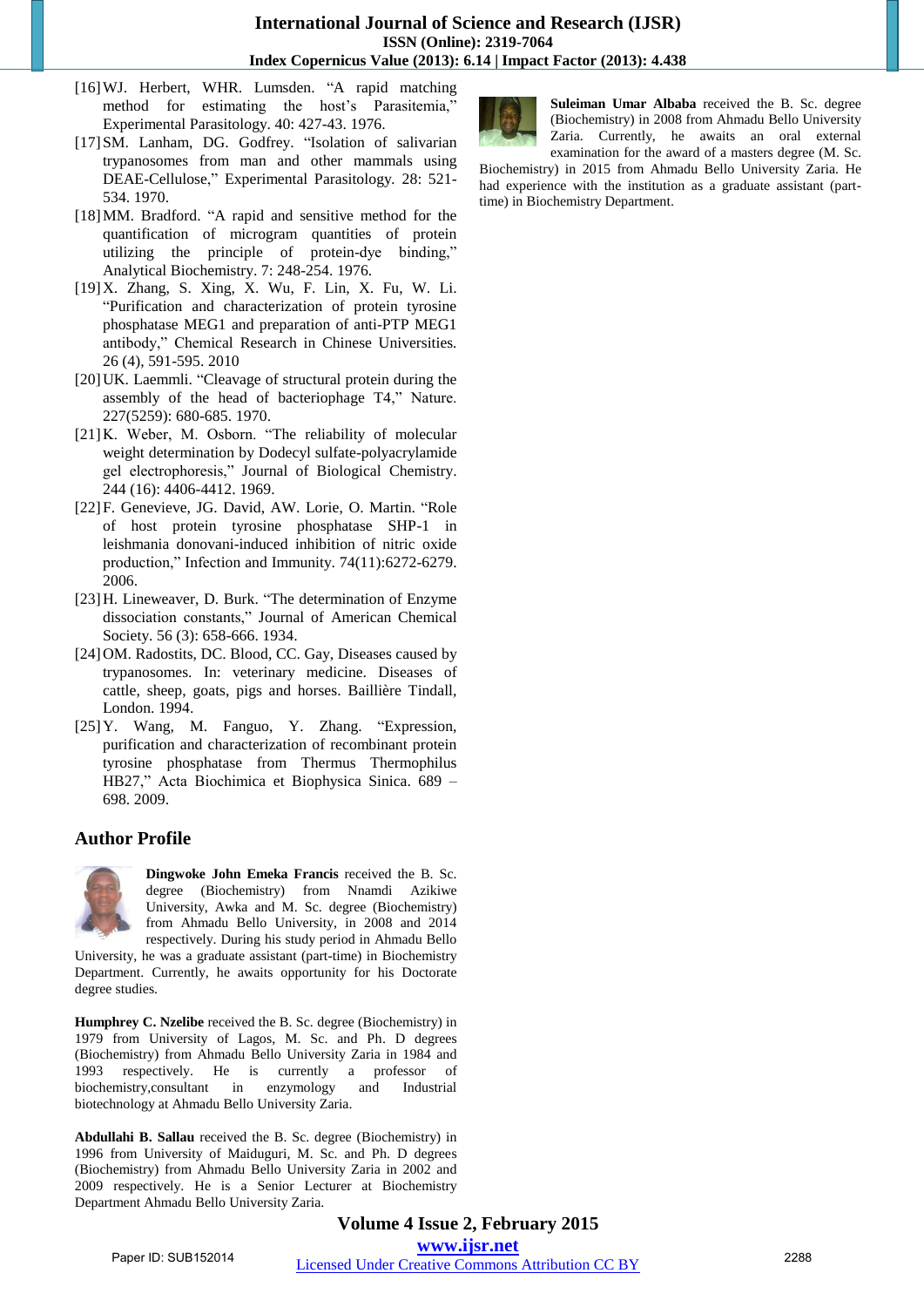[16] WJ. Herbert, WHR. Lumsden. "A rapid matching method for estimating the host's Parasitemia," Experimental Parasitology. 40: 427-43. 1976.

[17] SM. Lanham, DG. Godfrey. "Isolation of salivarian trypanosomes from man and other mammals using DEAE-Cellulose," Experimental Parasitology. 28: 521-534. 1970.

[18] MM. Bradford. "A rapid and sensitive method for the quantification of microgram quantities of protein utilizing the principle of protein-dye binding," Analytical Biochemistry. 7: 248-254. 1976.

[19] X. Zhang, S. Xing, X. Wu, F. Lin, X. Fu, W. Li. "Purification and characterization of protein tyrosine phosphatase MEG1 and preparation of anti-PTP MEG1 antibody," Chemical Research in Chinese Universities. 26 (4), 591-595. 2010

[20] UK. Laemmli. "Cleavage of structural protein during the assembly of the head of bacteriophage T4," Nature. 227(5259): 680-685. 1970.

[21] K. Weber, M. Osborn. "The reliability of molecular weight determination by Dodecyl sulfate-polyacrylamide gel electrophoresis," Journal of Biological Chemistry. 244 (16): 4406-4412. 1969.

[22] F. Genevieve, JG. David, AW. Lorie, O. Martin. "Role of host protein tyrosine phosphatase SHP-1 in leishmania donovani-induced inhibition of nitric oxide production," Infection and Immunity. 74(11):6272-6279. 2006.

[23] H. Lineweaver, D. Burk. "The determination of Enzyme dissociation constants," Journal of American Chemical Society. 56 (3): 658-666. 1934.

[24] OM. Radostits, DC. Blood, CC. Gay, Diseases caused by trypanosomes. In: veterinary medicine. Diseases of cattle, sheep, goats, pigs and horses. Baillière Tindall, London. 1994.

[25] Y. Wang, M. Fanguo, Y. Zhang. "Expression, purification and characterization of recombinant protein tyrosine phosphatase from Thermus Thermophilus HB27," Acta Biochimica et Biophysica Sinica. 689 – 698. 2009.

## Author Profile

**Dingwoke John Emeka Francis** received the B. Sc. degree (Biochemistry) from Nnamdi Azikiwe University, Awka and M. Sc. degree (Biochemistry) from Ahmadu Bello University, in 2008 and 2014 respectively. During his study period in Ahmadu Bello University, he was a graduate assistant (part-time) in Biochemistry Department. Currently, he awaits opportunity for his Doctorate degree studies.

**Humphrey C. Nzelibe** received the B. Sc. degree (Biochemistry) in 1979 from University of Lagos, M. Sc. and Ph. D degrees (Biochemistry) from Ahmadu Bello University Zaria in 1984 and 1993 respectively. He is currently a professor of biochemistry,consultant in enzymology and Industrial biotechnology at Ahmadu Bello University Zaria.

**Abdullahi B. Sallau** received the B. Sc. degree (Biochemistry) in 1996 from University of Maiduguri, M. Sc. and Ph. D degrees (Biochemistry) from Ahmadu Bello University Zaria in 2002 and 2009 respectively. He is a Senior Lecturer at Biochemistry Department Ahmadu Bello University Zaria.

**Suleiman Umar Albaba** received the B. Sc. degree (Biochemistry) in 2008 from Ahmadu Bello University Zaria. Currently, he awaits an oral external examination for the award of a masters degree (M. Sc. Biochemistry) in 2015 from Ahmadu Bello University Zaria. He had experience with the institution as a graduate assistant (part-time) in Biochemistry Department.